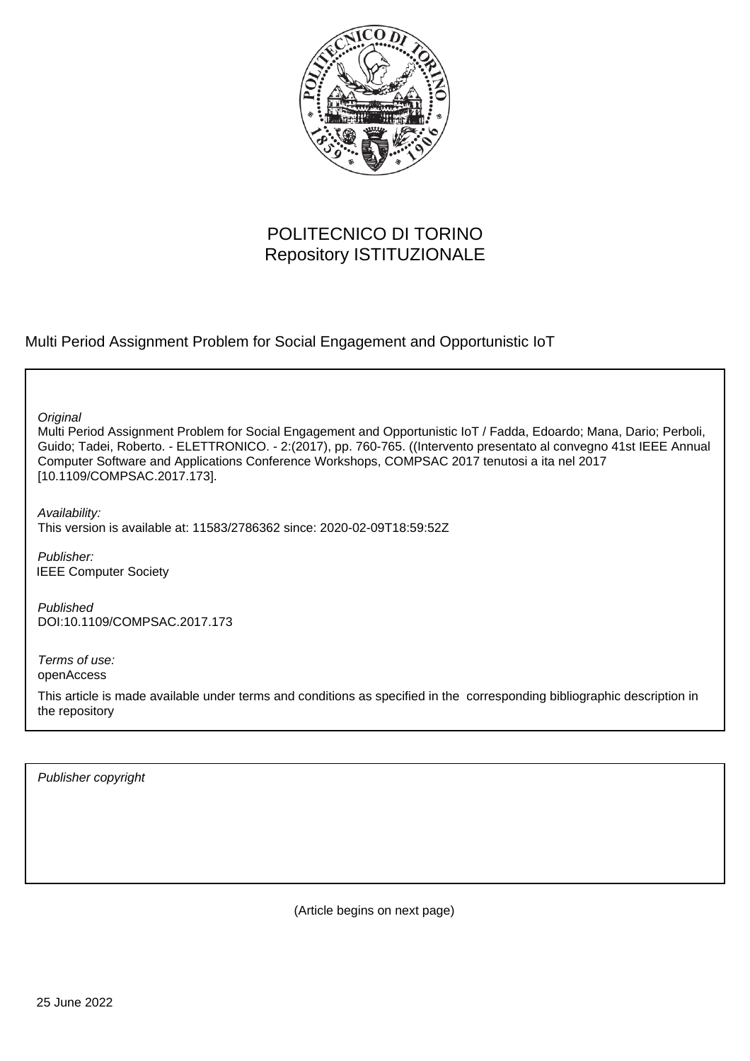POLITECNICO DI TORINO
Repository ISTITUZIONALE

Multi Period Assignment Problem for Social Engagement and Opportunistic IoT

*Original*
Multi Period Assignment Problem for Social Engagement and Opportunistic IoT / Fadda, Edoardo; Mana, Dario; Perboli, Guido; Tadei, Roberto. - ELETTRONICO. - 2:(2017), pp. 760-765. ((Intervento presentato al convegno 41st IEEE Annual Computer Software and Applications Conference Workshops, COMPSAC 2017 tenutosi a ita nel 2017 [10.1109/COMPSAC.2017.173].

*Availability:*
This version is available at: 11583/2786362 since: 2020-02-09T18:59:52Z

*Publisher:*
IEEE Computer Society

*Published*
DOI:10.1109/COMPSAC.2017.173

*Terms of use:*
openAccess

This article is made available under terms and conditions as specified in the corresponding bibliographic description in the repository

*Publisher copyright*

(Article begins on next page)

25 June 2022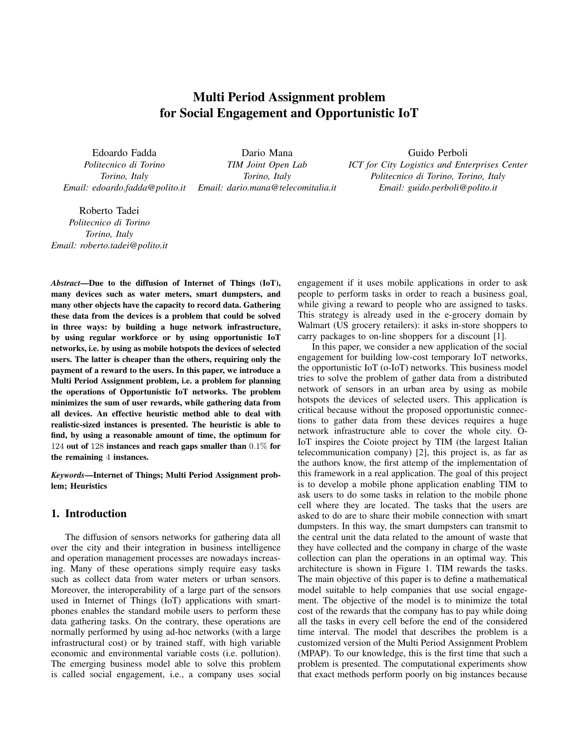# Multi Period Assignment problem for Social Engagement and Opportunistic IoT

Edoardo Fadda
*Politecnico di Torino*
*Torino, Italy*
*Email: edoardo.fadda@polito.it*

Dario Mana
*TIM Joint Open Lab*
*Torino, Italy*
*Email: dario.mana@telecomitalia.it*

Guido Perboli
*ICT for City Logistics and Enterprises Center*
*Politecnico di Torino, Torino, Italy*
*Email: guido.perboli@polito.it*

Roberto Tadei
*Politecnico di Torino*
*Torino, Italy*
*Email: roberto.tadei@polito.it*

***Abstract*—Due to the diffusion of Internet of Things (IoT), many devices such as water meters, smart dumpsters, and many other objects have the capacity to record data. Gathering these data from the devices is a problem that could be solved in three ways: by building a huge network infrastructure, by using regular workforce or by using opportunistic IoT networks, i.e. by using as mobile hotspots the devices of selected users. The latter is cheaper than the others, requiring only the payment of a reward to the users. In this paper, we introduce a Multi Period Assignment problem, i.e. a problem for planning the operations of Opportunistic IoT networks. The problem minimizes the sum of user rewards, while gathering data from all devices. An effective heuristic method able to deal with realistic-sized instances is presented. The heuristic is able to find, by using a reasonable amount of time, the optimum for $124$ out of $128$ instances and reach gaps smaller than $0.1\%$ for the remaining $4$ instances.**

***Keywords*—Internet of Things; Multi Period Assignment problem; Heuristics**

## 1. Introduction

The diffusion of sensors networks for gathering data all over the city and their integration in business intelligence and operation management processes are nowadays increasing. Many of these operations simply require easy tasks such as collect data from water meters or urban sensors. Moreover, the interoperability of a large part of the sensors used in Internet of Things (IoT) applications with smartphones enables the standard mobile users to perform these data gathering tasks. On the contrary, these operations are normally performed by using ad-hoc networks (with a large infrastructural cost) or by trained staff, with high variable economic and environmental variable costs (i.e. pollution). The emerging business model able to solve this problem is called social engagement, i.e., a company uses social engagement if it uses mobile applications in order to ask people to perform tasks in order to reach a business goal, while giving a reward to people who are assigned to tasks. This strategy is already used in the e-grocery domain by Walmart (US grocery retailers): it asks in-store shoppers to carry packages to on-line shoppers for a discount [1].

In this paper, we consider a new application of the social engagement for building low-cost temporary IoT networks, the opportunistic IoT (o-IoT) networks. This business model tries to solve the problem of gather data from a distributed network of sensors in an urban area by using as mobile hotspots the devices of selected users. This application is critical because without the proposed opportunistic connections to gather data from these devices requires a huge network infrastructure able to cover the whole city. O-IoT inspires the Coiote project by TIM (the largest Italian telecommunication company) [2], this project is, as far as the authors know, the first attemp of the implementation of this framework in a real application. The goal of this project is to develop a mobile phone application enabling TIM to ask users to do some tasks in relation to the mobile phone cell where they are located. The tasks that the users are asked to do are to share their mobile connection with smart dumpsters. In this way, the smart dumpsters can transmit to the central unit the data related to the amount of waste that they have collected and the company in charge of the waste collection can plan the operations in an optimal way. This architecture is shown in Figure 1. TIM rewards the tasks. The main objective of this paper is to define a mathematical model suitable to help companies that use social engagement. The objective of the model is to minimize the total cost of the rewards that the company has to pay while doing all the tasks in every cell before the end of the considered time interval. The model that describes the problem is a customized version of the Multi Period Assignment Problem (MPAP). To our knowledge, this is the first time that such a problem is presented. The computational experiments show that exact methods perform poorly on big instances because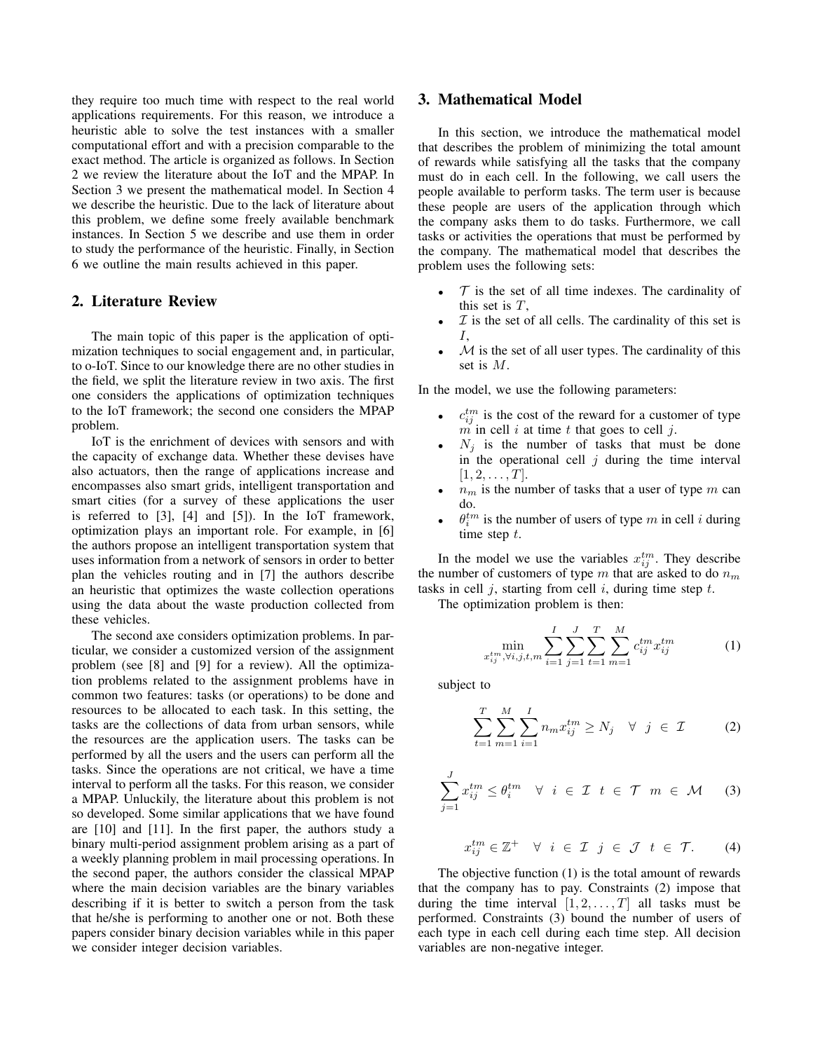they require too much time with respect to the real world applications requirements. For this reason, we introduce a heuristic able to solve the test instances with a smaller computational effort and with a precision comparable to the exact method. The article is organized as follows. In Section 2 we review the literature about the IoT and the MPAP. In Section 3 we present the mathematical model. In Section 4 we describe the heuristic. Due to the lack of literature about this problem, we define some freely available benchmark instances. In Section 5 we describe and use them in order to study the performance of the heuristic. Finally, in Section 6 we outline the main results achieved in this paper.

## 2. Literature Review

The main topic of this paper is the application of optimization techniques to social engagement and, in particular, to o-IoT. Since to our knowledge there are no other studies in the field, we split the literature review in two axis. The first one considers the applications of optimization techniques to the IoT framework; the second one considers the MPAP problem.

IoT is the enrichment of devices with sensors and with the capacity of exchange data. Whether these devises have also actuators, then the range of applications increase and encompasses also smart grids, intelligent transportation and smart cities (for a survey of these applications the user is referred to [3], [4] and [5]). In the IoT framework, optimization plays an important role. For example, in [6] the authors propose an intelligent transportation system that uses information from a network of sensors in order to better plan the vehicles routing and in [7] the authors describe an heuristic that optimizes the waste collection operations using the data about the waste production collected from these vehicles.

The second axe considers optimization problems. In particular, we consider a customized version of the assignment problem (see [8] and [9] for a review). All the optimization problems related to the assignment problems have in common two features: tasks (or operations) to be done and resources to be allocated to each task. In this setting, the tasks are the collections of data from urban sensors, while the resources are the application users. The tasks can be performed by all the users and the users can perform all the tasks. Since the operations are not critical, we have a time interval to perform all the tasks. For this reason, we consider a MPAP. Unluckily, the literature about this problem is not so developed. Some similar applications that we have found are [10] and [11]. In the first paper, the authors study a binary multi-period assignment problem arising as a part of a weekly planning problem in mail processing operations. In the second paper, the authors consider the classical MPAP where the main decision variables are the binary variables describing if it is better to switch a person from the task that he/she is performing to another one or not. Both these papers consider binary decision variables while in this paper we consider integer decision variables.

## 3. Mathematical Model

In this section, we introduce the mathematical model that describes the problem of minimizing the total amount of rewards while satisfying all the tasks that the company must do in each cell. In the following, we call users the people available to perform tasks. The term user is because these people are users of the application through which the company asks them to do tasks. Furthermore, we call tasks or activities the operations that must be performed by the company. The mathematical model that describes the problem uses the following sets:

- $\mathcal{T}$ is the set of all time indexes. The cardinality of this set is $T$,
- $\mathcal{I}$ is the set of all cells. The cardinality of this set is $I$,
- $\mathcal{M}$ is the set of all user types. The cardinality of this set is $M$.

In the model, we use the following parameters:

- $c_{ij}^{tm}$ is the cost of the reward for a customer of type $m$ in cell $i$ at time $t$ that goes to cell $j$.
- $N_j$ is the number of tasks that must be done in the operational cell $j$ during the time interval $[1, 2, \dots, T]$.
- $n_m$ is the number of tasks that a user of type $m$ can do.
- $\theta_i^{tm}$ is the number of users of type $m$ in cell $i$ during time step $t$.

In the model we use the variables $x_{ij}^{tm}$. They describe the number of customers of type $m$ that are asked to do $n_m$ tasks in cell $j$, starting from cell $i$, during time step $t$.

The optimization problem is then:

$$\min_{x_{ij}^{tm}, \forall i,j,t,m} \sum_{i=1}^{I} \sum_{j=1}^{J} \sum_{t=1}^{T} \sum_{m=1}^{M} c_{ij}^{tm} x_{ij}^{tm} \tag{1}$$

subject to

$$\sum_{t=1}^{T} \sum_{m=1}^{M} \sum_{i=1}^{I} n_m x_{ij}^{tm} \geq N_j \quad \forall \ j \ \in \ \mathcal{I} \tag{2}$$

$$\sum_{j=1}^{J} x_{ij}^{tm} \leq \theta_i^{tm} \quad \forall \ i \ \in \ \mathcal{I} \ \ t \ \in \ \mathcal{T} \ \ m \ \in \ \mathcal{M} \tag{3}$$

$$x_{ij}^{tm} \in \mathbb{Z}^{+} \quad \forall \ i \ \in \ \mathcal{I} \ \ j \ \in \ \mathcal{J} \ \ t \ \in \ \mathcal{T}. \tag{4}$$

The objective function (1) is the total amount of rewards that the company has to pay. Constraints (2) impose that during the time interval $[1, 2, \dots, T]$ all tasks must be performed. Constraints (3) bound the number of users of each type in each cell during each time step. All decision variables are non-negative integer.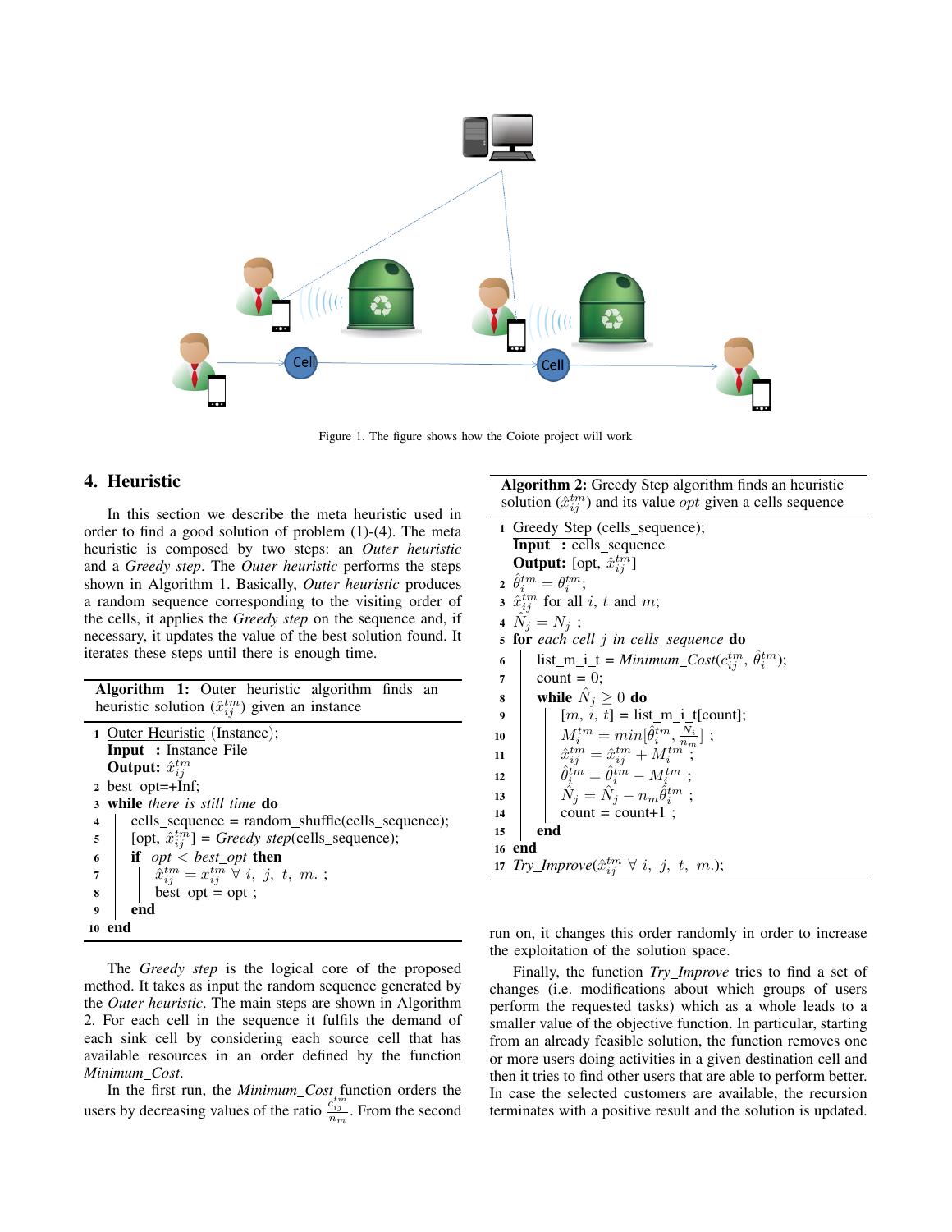Figure 1. The figure shows how the Coiote project will work

## 4. Heuristic

In this section we describe the meta heuristic used in order to find a good solution of problem (1)-(4). The meta heuristic is composed by two steps: an *Outer heuristic* and a *Greedy step*. The *Outer heuristic* performs the steps shown in Algorithm 1. Basically, *Outer heuristic* produces a random sequence corresponding to the visiting order of the cells, it applies the *Greedy step* on the sequence and, if necessary, it updates the value of the best solution found. It iterates these steps until there is enough time.

**Algorithm 1:** Outer heuristic algorithm finds an heuristic solution ($\hat{x}_{ij}^{tm}$) given an instance

```
1  Outer Heuristic (Instance);
   Input : Instance File
   Output: x̂_ij^tm
2  best_opt=+Inf;
3  while there is still time do
4      cells_sequence = random_shuffle(cells_sequence);
5      [opt, x̂_ij^tm] = Greedy step(cells_sequence);
6      if opt < best_opt then
7          x̂_ij^tm = x_ij^tm ∀ i, j, t, m. ;
8          best_opt = opt ;
9      end
10 end
```

The *Greedy step* is the logical core of the proposed method. It takes as input the random sequence generated by the *Outer heuristic*. The main steps are shown in Algorithm 2. For each cell in the sequence it fulfils the demand of each sink cell by considering each source cell that has available resources in an order defined by the function *Minimum_Cost*.

In the first run, the *Minimum_Cost* function orders the users by decreasing values of the ratio $\frac{c_{ij}^{tm}}{n_m}$. From the second run on, it changes this order randomly in order to increase the exploitation of the solution space.

**Algorithm 2:** Greedy Step algorithm finds an heuristic solution ($\hat{x}_{ij}^{tm}$) and its value *opt* given a cells sequence

```
1  Greedy Step (cells_sequence);
   Input : cells_sequence
   Output: [opt, x̂_ij^tm]
2  θ̂_i^tm = θ_i^tm;
3  x̂_ij^tm for all i, t and m;
4  N̂_j = N_j ;
5  for each cell j in cells_sequence do
6      list_m_i_t = Minimum_Cost(c_ij^tm, θ̂_i^tm);
7      count = 0;
8      while N̂_j ≥ 0 do
9          [m, i, t] = list_m_i_t[count];
10         M_i^tm = min[θ̂_i^tm, N_i/n_m] ;
11         x̂_ij^tm = x̂_ij^tm + M_i^tm ;
12         θ̂_i^tm = θ̂_i^tm − M_i^tm ;
13         N̂_j = N̂_j − n_m θ̂_i^tm ;
14         count = count+1 ;
15     end
16 end
17 Try_Improve(x̂_ij^tm ∀ i, j, t, m.);
```

Finally, the function *Try_Improve* tries to find a set of changes (i.e. modifications about which groups of users perform the requested tasks) which as a whole leads to a smaller value of the objective function. In particular, starting from an already feasible solution, the function removes one or more users doing activities in a given destination cell and then it tries to find other users that are able to perform better. In case the selected customers are available, the recursion terminates with a positive result and the solution is updated.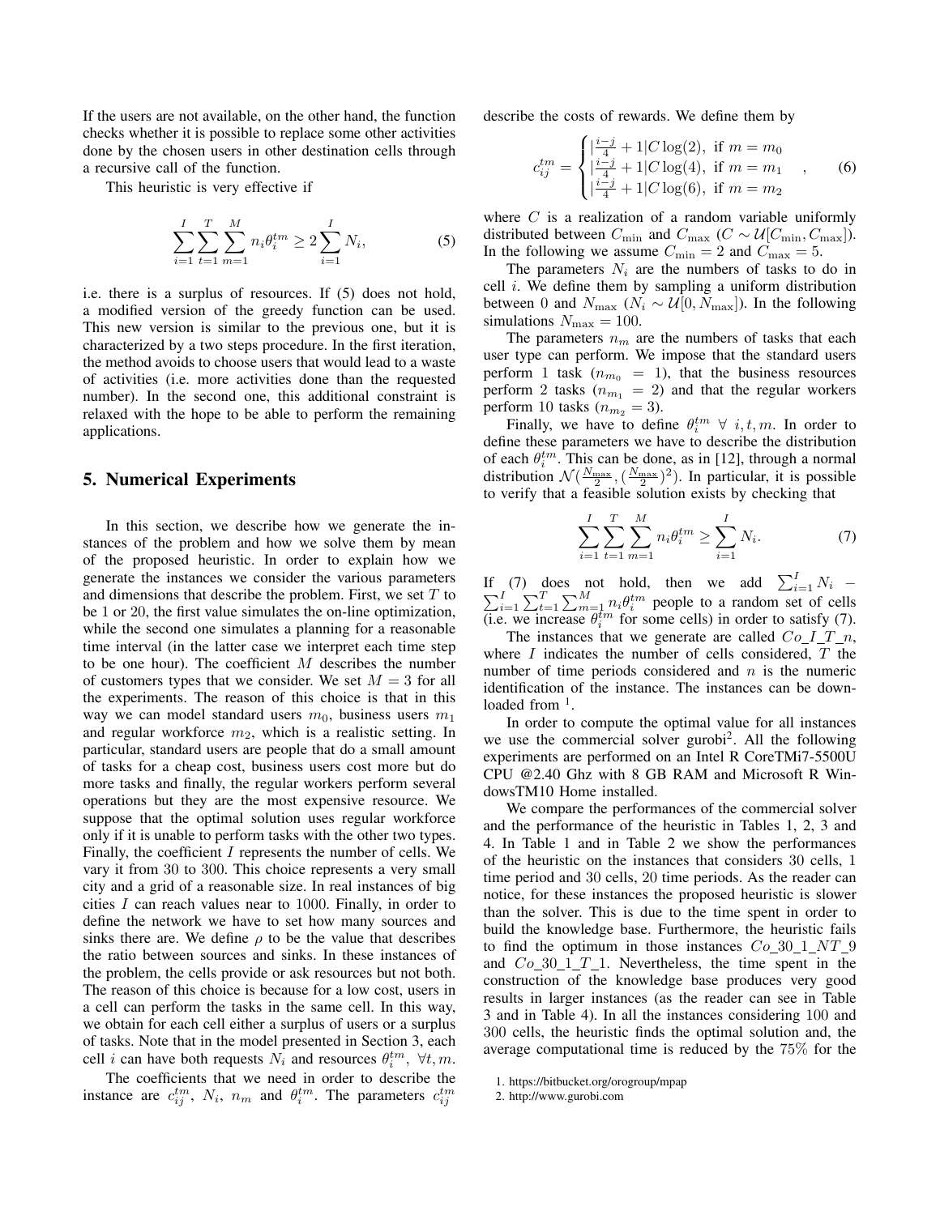If the users are not available, on the other hand, the function checks whether it is possible to replace some other activities done by the chosen users in other destination cells through a recursive call of the function.

This heuristic is very effective if

$$\sum_{i=1}^{I}\sum_{t=1}^{T}\sum_{m=1}^{M} n_i \theta_i^{tm} \geq 2\sum_{i=1}^{I} N_i, \tag{5}$$

i.e. there is a surplus of resources. If (5) does not hold, a modified version of the greedy function can be used. This new version is similar to the previous one, but it is characterized by a two steps procedure. In the first iteration, the method avoids to choose users that would lead to a waste of activities (i.e. more activities done than the requested number). In the second one, this additional constraint is relaxed with the hope to be able to perform the remaining applications.

## 5. Numerical Experiments

In this section, we describe how we generate the instances of the problem and how we solve them by mean of the proposed heuristic. In order to explain how we generate the instances we consider the various parameters and dimensions that describe the problem. First, we set $T$ to be 1 or 20, the first value simulates the on-line optimization, while the second one simulates a planning for a reasonable time interval (in the latter case we interpret each time step to be one hour). The coefficient $M$ describes the number of customers types that we consider. We set $M = 3$ for all the experiments. The reason of this choice is that in this way we can model standard users $m_0$, business users $m_1$ and regular workforce $m_2$, which is a realistic setting. In particular, standard users are people that do a small amount of tasks for a cheap cost, business users cost more but do more tasks and finally, the regular workers perform several operations but they are the most expensive resource. We suppose that the optimal solution uses regular workforce only if it is unable to perform tasks with the other two types. Finally, the coefficient $I$ represents the number of cells. We vary it from 30 to 300. This choice represents a very small city and a grid of a reasonable size. In real instances of big cities $I$ can reach values near to 1000. Finally, in order to define the network we have to set how many sources and sinks there are. We define $\rho$ to be the value that describes the ratio between sources and sinks. In these instances of the problem, the cells provide or ask resources but not both. The reason of this choice is because for a low cost, users in a cell can perform the tasks in the same cell. In this way, we obtain for each cell either a surplus of users or a surplus of tasks. Note that in the model presented in Section 3, each cell $i$ can have both requests $N_i$ and resources $\theta_i^{tm},\ \forall t, m$.

The coefficients that we need in order to describe the instance are $c_{ij}^{tm}$, $N_i$, $n_m$ and $\theta_i^{tm}$. The parameters $c_{ij}^{tm}$ describe the costs of rewards. We define them by

$$c_{ij}^{tm} = \begin{cases} |\frac{i-j}{4}+1|C\log(2), & \text{if } m = m_0 \\ |\frac{i-j}{4}+1|C\log(4), & \text{if } m = m_1 \\ |\frac{i-j}{4}+1|C\log(6), & \text{if } m = m_2 \end{cases}, \tag{6}$$

where $C$ is a realization of a random variable uniformly distributed between $C_{\min}$ and $C_{\max}$ ($C \sim \mathcal{U}[C_{\min}, C_{\max}]$). In the following we assume $C_{\min} = 2$ and $C_{\max} = 5$.

The parameters $N_i$ are the numbers of tasks to do in cell $i$. We define them by sampling a uniform distribution between 0 and $N_{\max}$ ($N_i \sim \mathcal{U}[0, N_{\max}]$). In the following simulations $N_{\max} = 100$.

The parameters $n_m$ are the numbers of tasks that each user type can perform. We impose that the standard users perform 1 task ($n_{m_0} = 1$), that the business resources perform 2 tasks ($n_{m_1} = 2$) and that the regular workers perform 10 tasks ($n_{m_2} = 3$).

Finally, we have to define $\theta_i^{tm}\ \forall\ i, t, m$. In order to define these parameters we have to describe the distribution of each $\theta_i^{tm}$. This can be done, as in [12], through a normal distribution $\mathcal{N}(\frac{N_{\max}}{2}, (\frac{N_{\max}}{2})^2)$. In particular, it is possible to verify that a feasible solution exists by checking that

$$\sum_{i=1}^{I}\sum_{t=1}^{T}\sum_{m=1}^{M} n_i \theta_i^{tm} \geq \sum_{i=1}^{I} N_i. \tag{7}$$

If (7) does not hold, then we add $\sum_{i=1}^{I} N_i - \sum_{i=1}^{I}\sum_{t=1}^{T}\sum_{m=1}^{M} n_i\theta_i^{tm}$ people to a random set of cells (i.e. we increase $\theta_i^{tm}$ for some cells) in order to satisfy (7).

The instances that we generate are called $Co\_I\_T\_n$, where $I$ indicates the number of cells considered, $T$ the number of time periods considered and $n$ is the numeric identification of the instance. The instances can be downloaded from [1].

In order to compute the optimal value for all instances we use the commercial solver gurobi[2]. All the following experiments are performed on an Intel R CoreTMi7-5500U CPU @2.40 Ghz with 8 GB RAM and Microsoft R WindowsTM10 Home installed.

We compare the performances of the commercial solver and the performance of the heuristic in Tables 1, 2, 3 and 4. In Table 1 and in Table 2 we show the performances of the heuristic on the instances that considers 30 cells, 1 time period and 30 cells, 20 time periods. As the reader can notice, for these instances the proposed heuristic is slower than the solver. This is due to the time spent in order to build the knowledge base. Furthermore, the heuristic fails to find the optimum in those instances $Co\_30\_1\_NT\_9$ and $Co\_30\_1\_T\_1$. Nevertheless, the time spent in the construction of the knowledge base produces very good results in larger instances (as the reader can see in Table 3 and in Table 4). In all the instances considering 100 and 300 cells, the heuristic finds the optimal solution and, the average computational time is reduced by the 75% for the

1. https://bitbucket.org/orogroup/mpap
2. http://www.gurobi.com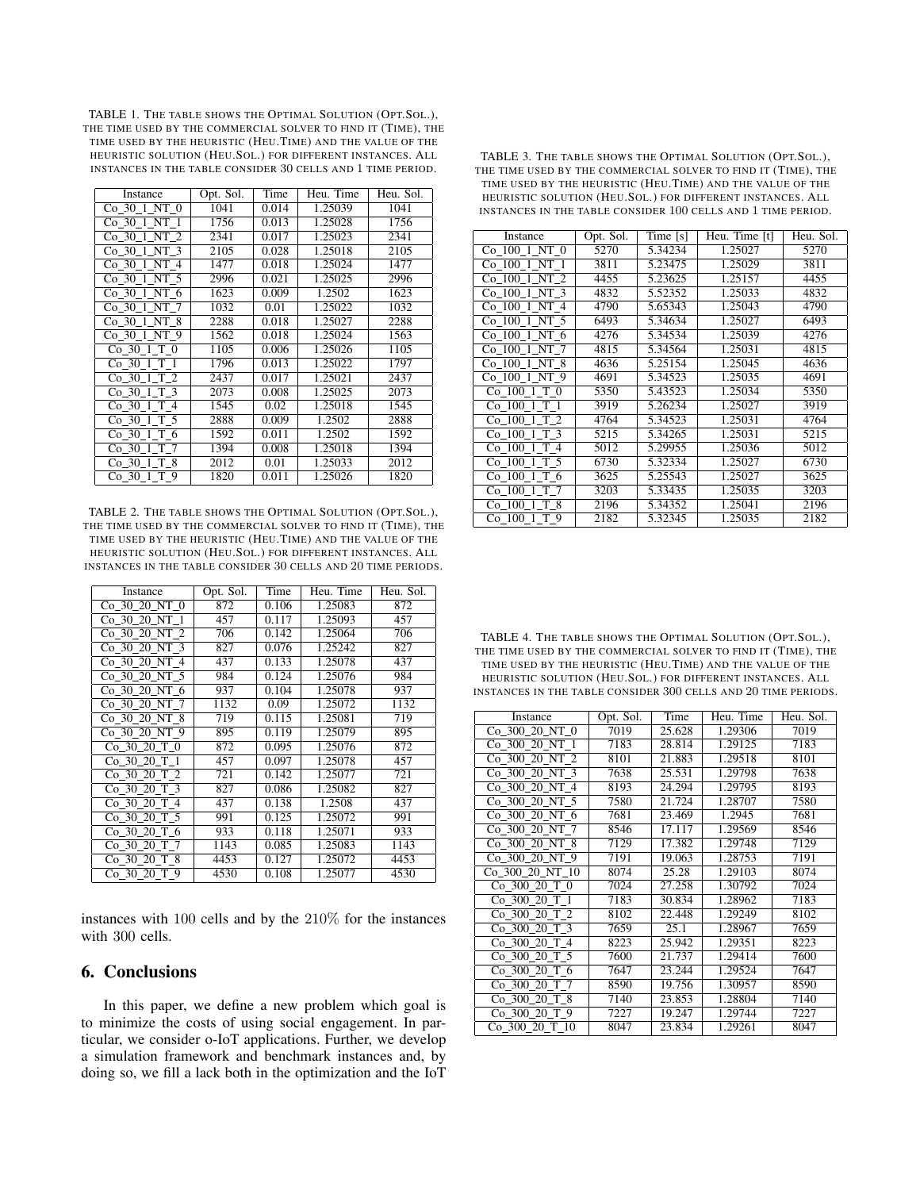TABLE 1. THE TABLE SHOWS THE OPTIMAL SOLUTION (OPT.SOL.), THE TIME USED BY THE COMMERCIAL SOLVER TO FIND IT (TIME), THE TIME USED BY THE HEURISTIC (HEU.TIME) AND THE VALUE OF THE HEURISTIC SOLUTION (HEU.SOL.) FOR DIFFERENT INSTANCES. ALL INSTANCES IN THE TABLE CONSIDER 30 CELLS AND 1 TIME PERIOD.

| Instance | Opt. Sol. | Time | Heu. Time | Heu. Sol. |
|---|---|---|---|---|
| Co_30_1_NT_0 | 1041 | 0.014 | 1.25039 | 1041 |
| Co_30_1_NT_1 | 1756 | 0.013 | 1.25028 | 1756 |
| Co_30_1_NT_2 | 2341 | 0.017 | 1.25023 | 2341 |
| Co_30_1_NT_3 | 2105 | 0.028 | 1.25018 | 2105 |
| Co_30_1_NT_4 | 1477 | 0.018 | 1.25024 | 1477 |
| Co_30_1_NT_5 | 2996 | 0.021 | 1.25025 | 2996 |
| Co_30_1_NT_6 | 1623 | 0.009 | 1.2502 | 1623 |
| Co_30_1_NT_7 | 1032 | 0.01 | 1.25022 | 1032 |
| Co_30_1_NT_8 | 2288 | 0.018 | 1.25027 | 2288 |
| Co_30_1_NT_9 | 1562 | 0.018 | 1.25024 | 1563 |
| Co_30_1_T_0 | 1105 | 0.006 | 1.25026 | 1105 |
| Co_30_1_T_1 | 1796 | 0.013 | 1.25022 | 1797 |
| Co_30_1_T_2 | 2437 | 0.017 | 1.25021 | 2437 |
| Co_30_1_T_3 | 2073 | 0.008 | 1.25025 | 2073 |
| Co_30_1_T_4 | 1545 | 0.02 | 1.25018 | 1545 |
| Co_30_1_T_5 | 2888 | 0.009 | 1.2502 | 2888 |
| Co_30_1_T_6 | 1592 | 0.011 | 1.2502 | 1592 |
| Co_30_1_T_7 | 1394 | 0.008 | 1.25018 | 1394 |
| Co_30_1_T_8 | 2012 | 0.01 | 1.25033 | 2012 |
| Co_30_1_T_9 | 1820 | 0.011 | 1.25026 | 1820 |

TABLE 2. THE TABLE SHOWS THE OPTIMAL SOLUTION (OPT.SOL.), THE TIME USED BY THE COMMERCIAL SOLVER TO FIND IT (TIME), THE TIME USED BY THE HEURISTIC (HEU.TIME) AND THE VALUE OF THE HEURISTIC SOLUTION (HEU.SOL.) FOR DIFFERENT INSTANCES. ALL INSTANCES IN THE TABLE CONSIDER 30 CELLS AND 20 TIME PERIODS.

| Instance | Opt. Sol. | Time | Heu. Time | Heu. Sol. |
|---|---|---|---|---|
| Co_30_20_NT_0 | 872 | 0.106 | 1.25083 | 872 |
| Co_30_20_NT_1 | 457 | 0.117 | 1.25093 | 457 |
| Co_30_20_NT_2 | 706 | 0.142 | 1.25064 | 706 |
| Co_30_20_NT_3 | 827 | 0.076 | 1.25242 | 827 |
| Co_30_20_NT_4 | 437 | 0.133 | 1.25078 | 437 |
| Co_30_20_NT_5 | 984 | 0.124 | 1.25076 | 984 |
| Co_30_20_NT_6 | 937 | 0.104 | 1.25078 | 937 |
| Co_30_20_NT_7 | 1132 | 0.09 | 1.25072 | 1132 |
| Co_30_20_NT_8 | 719 | 0.115 | 1.25081 | 719 |
| Co_30_20_NT_9 | 895 | 0.119 | 1.25079 | 895 |
| Co_30_20_T_0 | 872 | 0.095 | 1.25076 | 872 |
| Co_30_20_T_1 | 457 | 0.097 | 1.25078 | 457 |
| Co_30_20_T_2 | 721 | 0.142 | 1.25077 | 721 |
| Co_30_20_T_3 | 827 | 0.086 | 1.25082 | 827 |
| Co_30_20_T_4 | 437 | 0.138 | 1.2508 | 437 |
| Co_30_20_T_5 | 991 | 0.125 | 1.25072 | 991 |
| Co_30_20_T_6 | 933 | 0.118 | 1.25071 | 933 |
| Co_30_20_T_7 | 1143 | 0.085 | 1.25083 | 1143 |
| Co_30_20_T_8 | 4453 | 0.127 | 1.25072 | 4453 |
| Co_30_20_T_9 | 4530 | 0.108 | 1.25077 | 4530 |

instances with 100 cells and by the 210% for the instances with 300 cells.

## 6. Conclusions

In this paper, we define a new problem which goal is to minimize the costs of using social engagement. In particular, we consider o-IoT applications. Further, we develop a simulation framework and benchmark instances and, by doing so, we fill a lack both in the optimization and the IoT

TABLE 3. THE TABLE SHOWS THE OPTIMAL SOLUTION (OPT.SOL.), THE TIME USED BY THE COMMERCIAL SOLVER TO FIND IT (TIME), THE TIME USED BY THE HEURISTIC (HEU.TIME) AND THE VALUE OF THE HEURISTIC SOLUTION (HEU.SOL.) FOR DIFFERENT INSTANCES. ALL INSTANCES IN THE TABLE CONSIDER 100 CELLS AND 1 TIME PERIOD.

| Instance | Opt. Sol. | Time [s] | Heu. Time [t] | Heu. Sol. |
|---|---|---|---|---|
| Co_100_1_NT_0 | 5270 | 5.34234 | 1.25027 | 5270 |
| Co_100_1_NT_1 | 3811 | 5.23475 | 1.25029 | 3811 |
| Co_100_1_NT_2 | 4455 | 5.23625 | 1.25157 | 4455 |
| Co_100_1_NT_3 | 4832 | 5.52352 | 1.25033 | 4832 |
| Co_100_1_NT_4 | 4790 | 5.65343 | 1.25043 | 4790 |
| Co_100_1_NT_5 | 6493 | 5.34634 | 1.25027 | 6493 |
| Co_100_1_NT_6 | 4276 | 5.34534 | 1.25039 | 4276 |
| Co_100_1_NT_7 | 4815 | 5.34564 | 1.25031 | 4815 |
| Co_100_1_NT_8 | 4636 | 5.25154 | 1.25045 | 4636 |
| Co_100_1_NT_9 | 4691 | 5.34523 | 1.25035 | 4691 |
| Co_100_1_T_0 | 5350 | 5.43523 | 1.25034 | 5350 |
| Co_100_1_T_1 | 3919 | 5.26234 | 1.25027 | 3919 |
| Co_100_1_T_2 | 4764 | 5.34523 | 1.25031 | 4764 |
| Co_100_1_T_3 | 5215 | 5.34265 | 1.25031 | 5215 |
| Co_100_1_T_4 | 5012 | 5.29955 | 1.25036 | 5012 |
| Co_100_1_T_5 | 6730 | 5.32334 | 1.25027 | 6730 |
| Co_100_1_T_6 | 3625 | 5.25543 | 1.25027 | 3625 |
| Co_100_1_T_7 | 3203 | 5.33435 | 1.25035 | 3203 |
| Co_100_1_T_8 | 2196 | 5.34352 | 1.25041 | 2196 |
| Co_100_1_T_9 | 2182 | 5.32345 | 1.25035 | 2182 |

TABLE 4. THE TABLE SHOWS THE OPTIMAL SOLUTION (OPT.SOL.), THE TIME USED BY THE COMMERCIAL SOLVER TO FIND IT (TIME), THE TIME USED BY THE HEURISTIC (HEU.TIME) AND THE VALUE OF THE HEURISTIC SOLUTION (HEU.SOL.) FOR DIFFERENT INSTANCES. ALL INSTANCES IN THE TABLE CONSIDER 300 CELLS AND 20 TIME PERIODS.

| Instance | Opt. Sol. | Time | Heu. Time | Heu. Sol. |
|---|---|---|---|---|
| Co_300_20_NT_0 | 7019 | 25.628 | 1.29306 | 7019 |
| Co_300_20_NT_1 | 7183 | 28.814 | 1.29125 | 7183 |
| Co_300_20_NT_2 | 8101 | 21.883 | 1.29518 | 8101 |
| Co_300_20_NT_3 | 7638 | 25.531 | 1.29798 | 7638 |
| Co_300_20_NT_4 | 8193 | 24.294 | 1.29795 | 8193 |
| Co_300_20_NT_5 | 7580 | 21.724 | 1.28707 | 7580 |
| Co_300_20_NT_6 | 7681 | 23.469 | 1.2945 | 7681 |
| Co_300_20_NT_7 | 8546 | 17.117 | 1.29569 | 8546 |
| Co_300_20_NT_8 | 7129 | 17.382 | 1.29748 | 7129 |
| Co_300_20_NT_9 | 7191 | 19.063 | 1.28753 | 7191 |
| Co_300_20_NT_10 | 8074 | 25.28 | 1.29103 | 8074 |
| Co_300_20_T_0 | 7024 | 27.258 | 1.30792 | 7024 |
| Co_300_20_T_1 | 7183 | 30.834 | 1.28962 | 7183 |
| Co_300_20_T_2 | 8102 | 22.448 | 1.29249 | 8102 |
| Co_300_20_T_3 | 7659 | 25.1 | 1.28967 | 7659 |
| Co_300_20_T_4 | 8223 | 25.942 | 1.29351 | 8223 |
| Co_300_20_T_5 | 7600 | 21.737 | 1.29414 | 7600 |
| Co_300_20_T_6 | 7647 | 23.244 | 1.29524 | 7647 |
| Co_300_20_T_7 | 8590 | 19.756 | 1.30957 | 8590 |
| Co_300_20_T_8 | 7140 | 23.853 | 1.28804 | 7140 |
| Co_300_20_T_9 | 7227 | 19.247 | 1.29744 | 7227 |
| Co_300_20_T_10 | 8047 | 23.834 | 1.29261 | 8047 |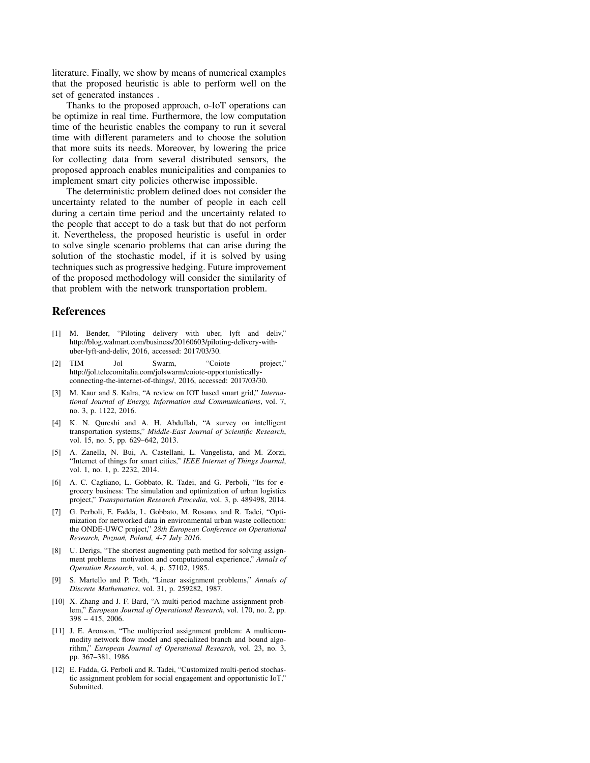literature. Finally, we show by means of numerical examples that the proposed heuristic is able to perform well on the set of generated instances .

Thanks to the proposed approach, o-IoT operations can be optimize in real time. Furthermore, the low computation time of the heuristic enables the company to run it several time with different parameters and to choose the solution that more suits its needs. Moreover, by lowering the price for collecting data from several distributed sensors, the proposed approach enables municipalities and companies to implement smart city policies otherwise impossible.

The deterministic problem defined does not consider the uncertainty related to the number of people in each cell during a certain time period and the uncertainty related to the people that accept to do a task but that do not perform it. Nevertheless, the proposed heuristic is useful in order to solve single scenario problems that can arise during the solution of the stochastic model, if it is solved by using techniques such as progressive hedging. Future improvement of the proposed methodology will consider the similarity of that problem with the network transportation problem.

## References

[1] M. Bender, "Piloting delivery with uber, lyft and deliv," http://blog.walmart.com/business/20160603/piloting-delivery-with-uber-lyft-and-deliv, 2016, accessed: 2017/03/30.

[2] TIM Jol Swarm, "Coiote project," http://jol.telecomitalia.com/jolswarm/coiote-opportunistically-connecting-the-internet-of-things/, 2016, accessed: 2017/03/30.

[3] M. Kaur and S. Kalra, "A review on IOT based smart grid," *International Journal of Energy, Information and Communications*, vol. 7, no. 3, p. 1122, 2016.

[4] K. N. Qureshi and A. H. Abdullah, "A survey on intelligent transportation systems," *Middle-East Journal of Scientific Research*, vol. 15, no. 5, pp. 629–642, 2013.

[5] A. Zanella, N. Bui, A. Castellani, L. Vangelista, and M. Zorzi, "Internet of things for smart cities," *IEEE Internet of Things Journal*, vol. 1, no. 1, p. 2232, 2014.

[6] A. C. Cagliano, L. Gobbato, R. Tadei, and G. Perboli, "Its for e-grocery business: The simulation and optimization of urban logistics project," *Transportation Research Procedia*, vol. 3, p. 489498, 2014.

[7] G. Perboli, E. Fadda, L. Gobbato, M. Rosano, and R. Tadei, "Optimization for networked data in environmental urban waste collection: the ONDE-UWC project," *28th European Conference on Operational Research, Poznań, Poland, 4-7 July 2016*.

[8] U. Derigs, "The shortest augmenting path method for solving assignment problems motivation and computational experience," *Annals of Operation Research*, vol. 4, p. 57102, 1985.

[9] S. Martello and P. Toth, "Linear assignment problems," *Annals of Discrete Mathematics*, vol. 31, p. 259282, 1987.

[10] X. Zhang and J. F. Bard, "A multi-period machine assignment problem," *European Journal of Operational Research*, vol. 170, no. 2, pp. 398 – 415, 2006.

[11] J. E. Aronson, "The multiperiod assignment problem: A multicommodity network flow model and specialized branch and bound algorithm," *European Journal of Operational Research*, vol. 23, no. 3, pp. 367–381, 1986.

[12] E. Fadda, G. Perboli and R. Tadei, "Customized multi-period stochastic assignment problem for social engagement and opportunistic IoT," Submitted.